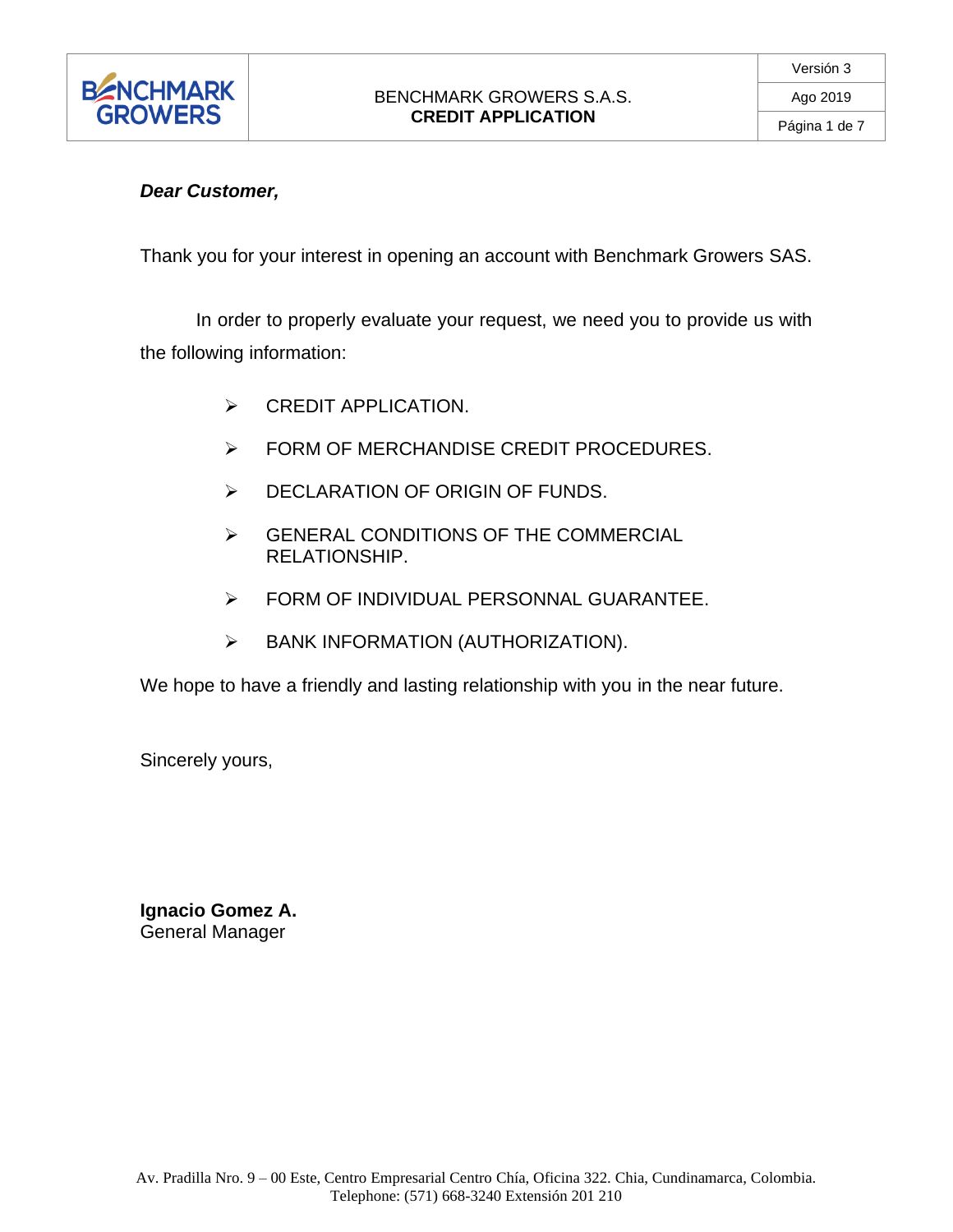BENCHMARK GROWERS S.A.S.
**CREDIT APPLICATION**

***Dear Customer,***

Thank you for your interest in opening an account with Benchmark Growers SAS.

In order to properly evaluate your request, we need you to provide us with the following information:

- CREDIT APPLICATION.
- FORM OF MERCHANDISE CREDIT PROCEDURES.
- DECLARATION OF ORIGIN OF FUNDS.
- GENERAL CONDITIONS OF THE COMMERCIAL RELATIONSHIP.
- FORM OF INDIVIDUAL PERSONNAL GUARANTEE.
- BANK INFORMATION (AUTHORIZATION).

We hope to have a friendly and lasting relationship with you in the near future.

Sincerely yours,

**Ignacio Gomez A.**
General Manager

Av. Pradilla Nro. 9 – 00 Este, Centro Empresarial Centro Chía, Oficina 322. Chia, Cundinamarca, Colombia.
Telephone: (571) 668-3240 Extensión 201 210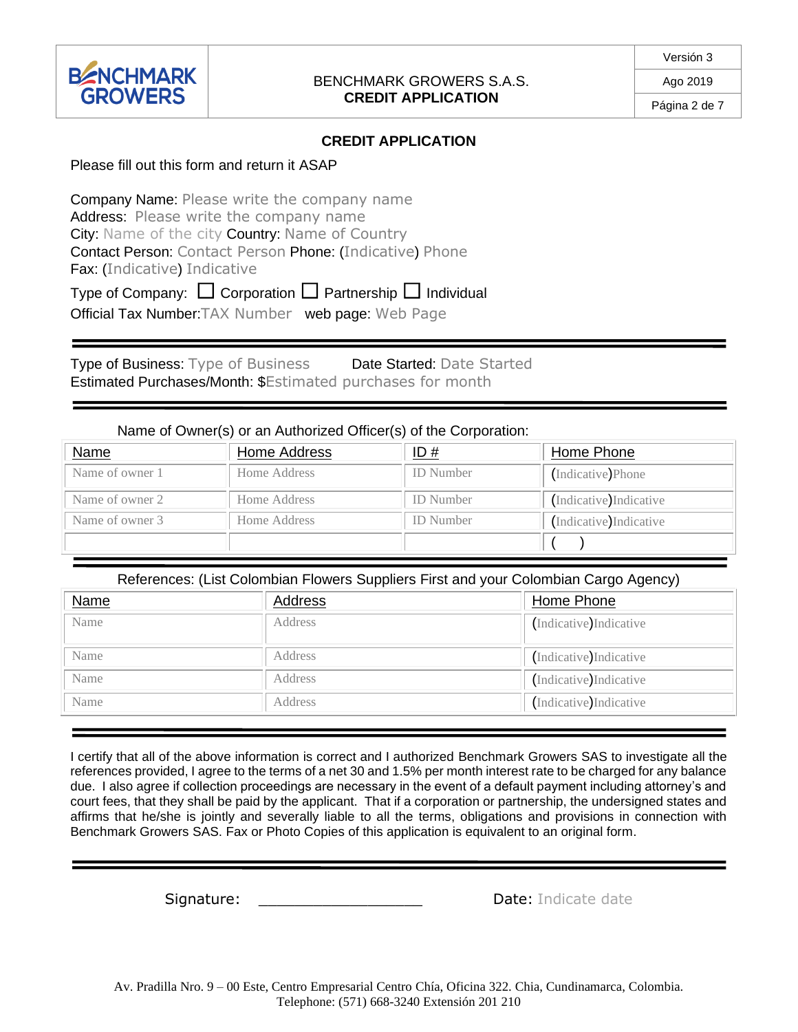## CREDIT APPLICATION

Please fill out this form and return it ASAP

Company Name: Please write the company name
Address: Please write the company name
City: Name of the city Country: Name of Country
Contact Person: Contact Person Phone: (Indicative) Phone
Fax: (Indicative) Indicative

Type of Company: ☐ Corporation ☐ Partnership ☐ Individual
Official Tax Number: TAX Number web page: Web Page

---

Type of Business: Type of Business Date Started: Date Started
Estimated Purchases/Month: $Estimated purchases for month

---

Name of Owner(s) or an Authorized Officer(s) of the Corporation:

| Name | Home Address | ID # | Home Phone |
|---|---|---|---|
| Name of owner 1 | Home Address | ID Number | (Indicative)Phone |
| Name of owner 2 | Home Address | ID Number | (Indicative)Indicative |
| Name of owner 3 | Home Address | ID Number | (Indicative)Indicative |
| | | | ( ) |

---

References: (List Colombian Flowers Suppliers First and your Colombian Cargo Agency)

| Name | Address | Home Phone |
|---|---|---|
| Name | Address | (Indicative)Indicative |
| Name | Address | (Indicative)Indicative |
| Name | Address | (Indicative)Indicative |
| Name | Address | (Indicative)Indicative |

---

I certify that all of the above information is correct and I authorized Benchmark Growers SAS to investigate all the references provided, I agree to the terms of a net 30 and 1.5% per month interest rate to be charged for any balance due. I also agree if collection proceedings are necessary in the event of a default payment including attorney's and court fees, that they shall be paid by the applicant. That if a corporation or partnership, the undersigned states and affirms that he/she is jointly and severally liable to all the terms, obligations and provisions in connection with Benchmark Growers SAS. Fax or Photo Copies of this application is equivalent to an original form.

---

Signature: ___________________ Date: Indicate date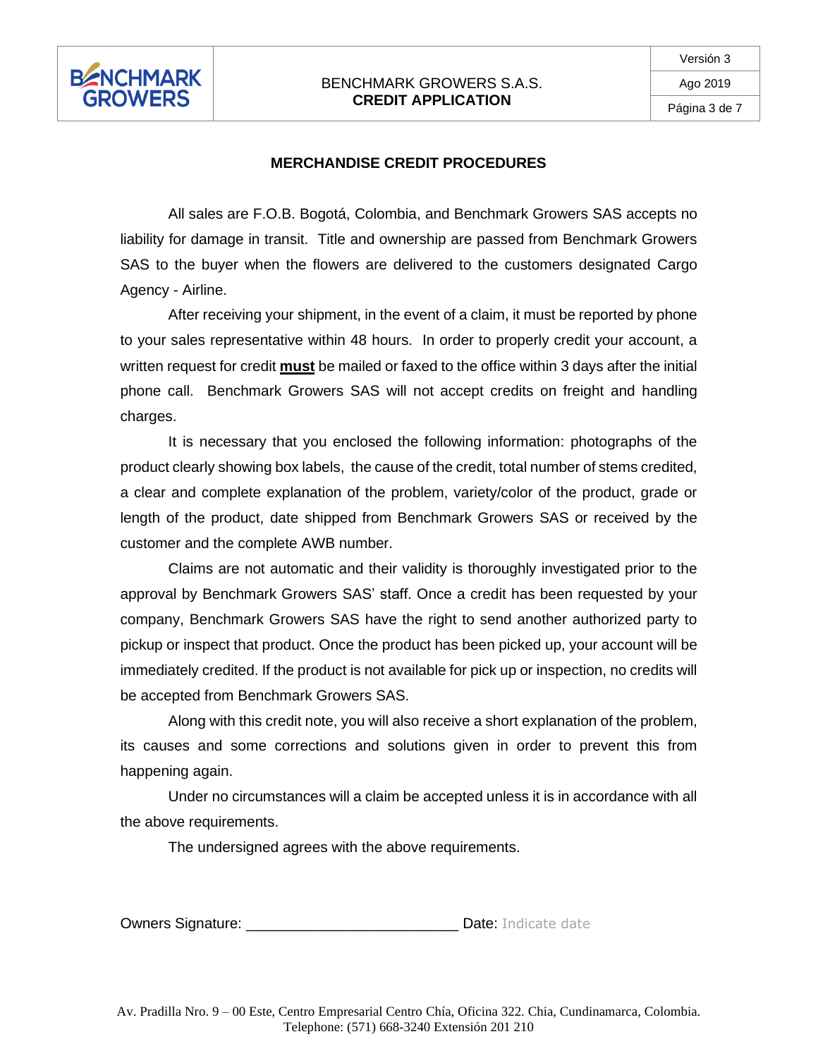## MERCHANDISE CREDIT PROCEDURES

All sales are F.O.B. Bogotá, Colombia, and Benchmark Growers SAS accepts no liability for damage in transit. Title and ownership are passed from Benchmark Growers SAS to the buyer when the flowers are delivered to the customers designated Cargo Agency - Airline.

After receiving your shipment, in the event of a claim, it must be reported by phone to your sales representative within 48 hours. In order to properly credit your account, a written request for credit **must** be mailed or faxed to the office within 3 days after the initial phone call. Benchmark Growers SAS will not accept credits on freight and handling charges.

It is necessary that you enclosed the following information: photographs of the product clearly showing box labels, the cause of the credit, total number of stems credited, a clear and complete explanation of the problem, variety/color of the product, grade or length of the product, date shipped from Benchmark Growers SAS or received by the customer and the complete AWB number.

Claims are not automatic and their validity is thoroughly investigated prior to the approval by Benchmark Growers SAS' staff. Once a credit has been requested by your company, Benchmark Growers SAS have the right to send another authorized party to pickup or inspect that product. Once the product has been picked up, your account will be immediately credited. If the product is not available for pick up or inspection, no credits will be accepted from Benchmark Growers SAS.

Along with this credit note, you will also receive a short explanation of the problem, its causes and some corrections and solutions given in order to prevent this from happening again.

Under no circumstances will a claim be accepted unless it is in accordance with all the above requirements.

The undersigned agrees with the above requirements.

Owners Signature: _________________________ Date: Indicate date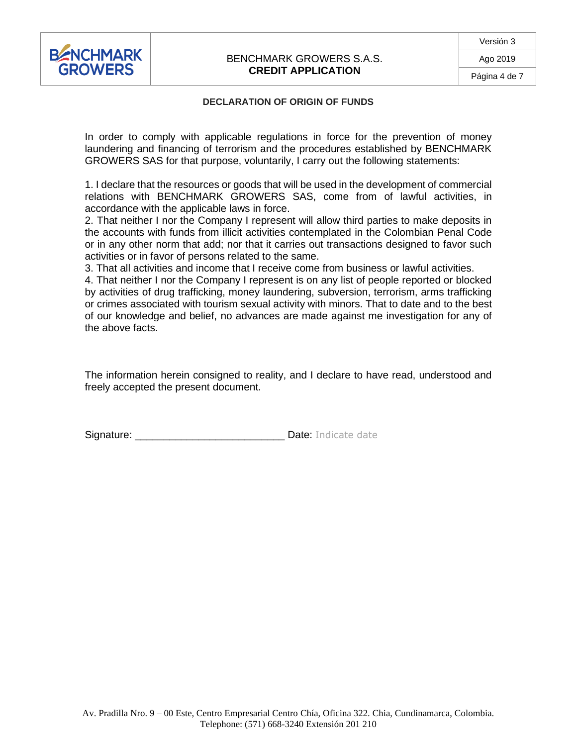## DECLARATION OF ORIGIN OF FUNDS

In order to comply with applicable regulations in force for the prevention of money laundering and financing of terrorism and the procedures established by BENCHMARK GROWERS SAS for that purpose, voluntarily, I carry out the following statements:

1. I declare that the resources or goods that will be used in the development of commercial relations with BENCHMARK GROWERS SAS, come from of lawful activities, in accordance with the applicable laws in force.
2. That neither I nor the Company I represent will allow third parties to make deposits in the accounts with funds from illicit activities contemplated in the Colombian Penal Code or in any other norm that add; nor that it carries out transactions designed to favor such activities or in favor of persons related to the same.
3. That all activities and income that I receive come from business or lawful activities.
4. That neither I nor the Company I represent is on any list of people reported or blocked by activities of drug trafficking, money laundering, subversion, terrorism, arms trafficking or crimes associated with tourism sexual activity with minors. That to date and to the best of our knowledge and belief, no advances are made against me investigation for any of the above facts.

The information herein consigned to reality, and I declare to have read, understood and freely accepted the present document.

Signature: _________________________ Date: Indicate date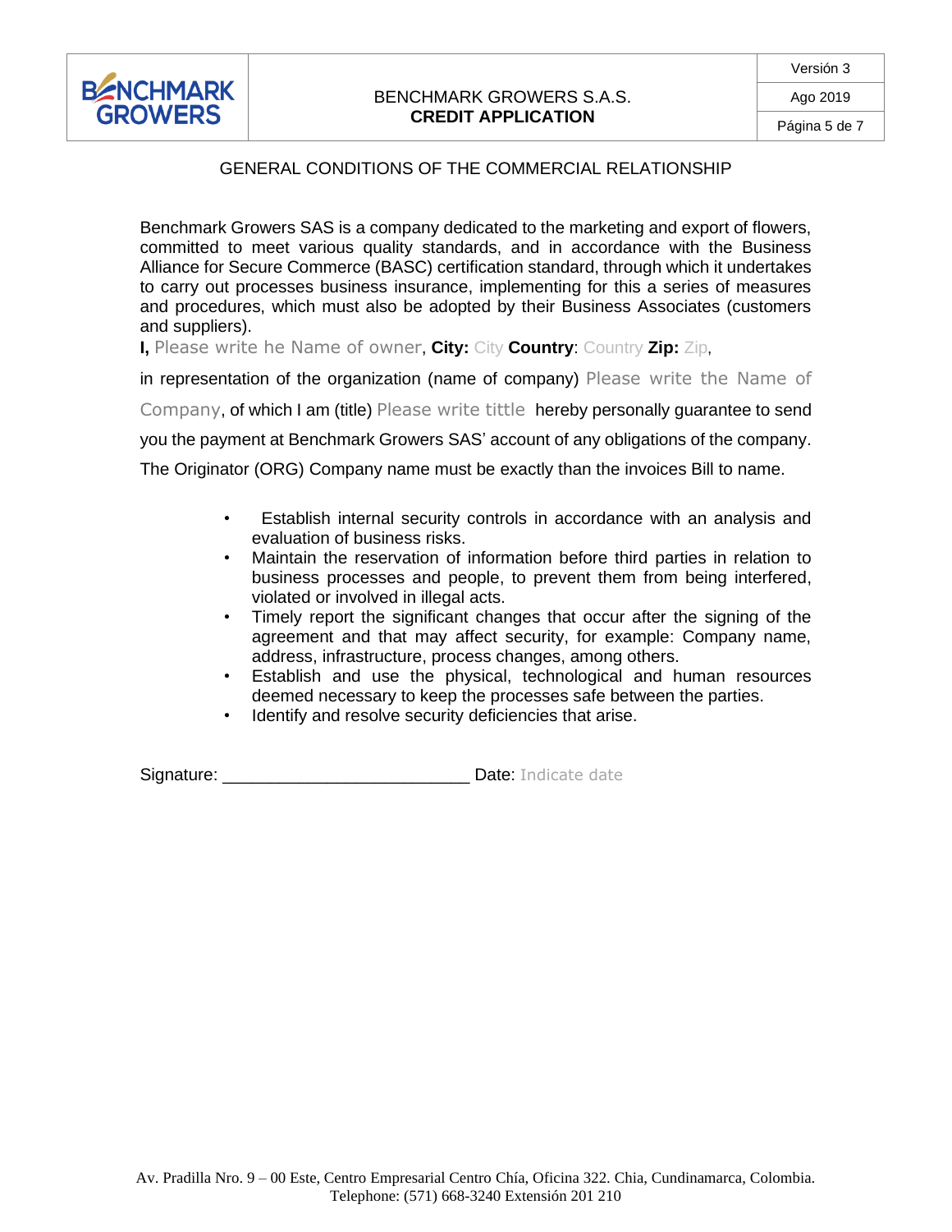## GENERAL CONDITIONS OF THE COMMERCIAL RELATIONSHIP

Benchmark Growers SAS is a company dedicated to the marketing and export of flowers, committed to meet various quality standards, and in accordance with the Business Alliance for Secure Commerce (BASC) certification standard, through which it undertakes to carry out processes business insurance, implementing for this a series of measures and procedures, which must also be adopted by their Business Associates (customers and suppliers).

**I,** Please write he Name of owner, **City:** City **Country**: Country **Zip:** Zip,

in representation of the organization (name of company) Please write the Name of Company, of which I am (title) Please write tittle hereby personally guarantee to send you the payment at Benchmark Growers SAS' account of any obligations of the company.

The Originator (ORG) Company name must be exactly than the invoices Bill to name.

- Establish internal security controls in accordance with an analysis and evaluation of business risks.
- Maintain the reservation of information before third parties in relation to business processes and people, to prevent them from being interfered, violated or involved in illegal acts.
- Timely report the significant changes that occur after the signing of the agreement and that may affect security, for example: Company name, address, infrastructure, process changes, among others.
- Establish and use the physical, technological and human resources deemed necessary to keep the processes safe between the parties.
- Identify and resolve security deficiencies that arise.

Signature: _________________________ Date: Indicate date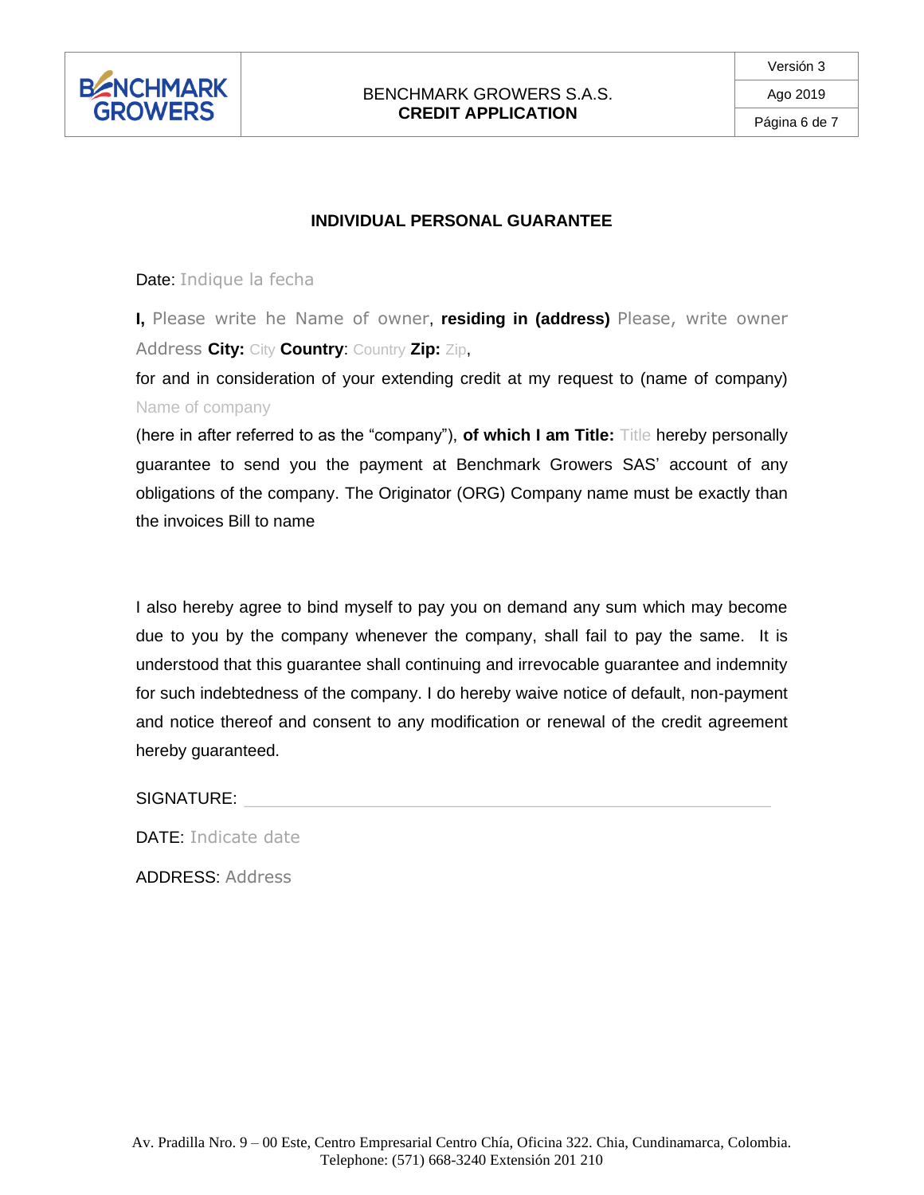## INDIVIDUAL PERSONAL GUARANTEE

Date: Indique la fecha

**I,** Please write he Name of owner, **residing in (address)** Please, write owner Address **City:** City **Country**: Country **Zip:** Zip,

for and in consideration of your extending credit at my request to (name of company) Name of company

(here in after referred to as the "company"), **of which I am Title:** Title hereby personally guarantee to send you the payment at Benchmark Growers SAS' account of any obligations of the company. The Originator (ORG) Company name must be exactly than the invoices Bill to name

I also hereby agree to bind myself to pay you on demand any sum which may become due to you by the company whenever the company, shall fail to pay the same. It is understood that this guarantee shall continuing and irrevocable guarantee and indemnity for such indebtedness of the company. I do hereby waive notice of default, non-payment and notice thereof and consent to any modification or renewal of the credit agreement hereby guaranteed.

SIGNATURE: ______________________________________________

DATE: Indicate date

ADDRESS: Address

Av. Pradilla Nro. 9 – 00 Este, Centro Empresarial Centro Chía, Oficina 322. Chia, Cundinamarca, Colombia.
Telephone: (571) 668-3240 Extensión 201 210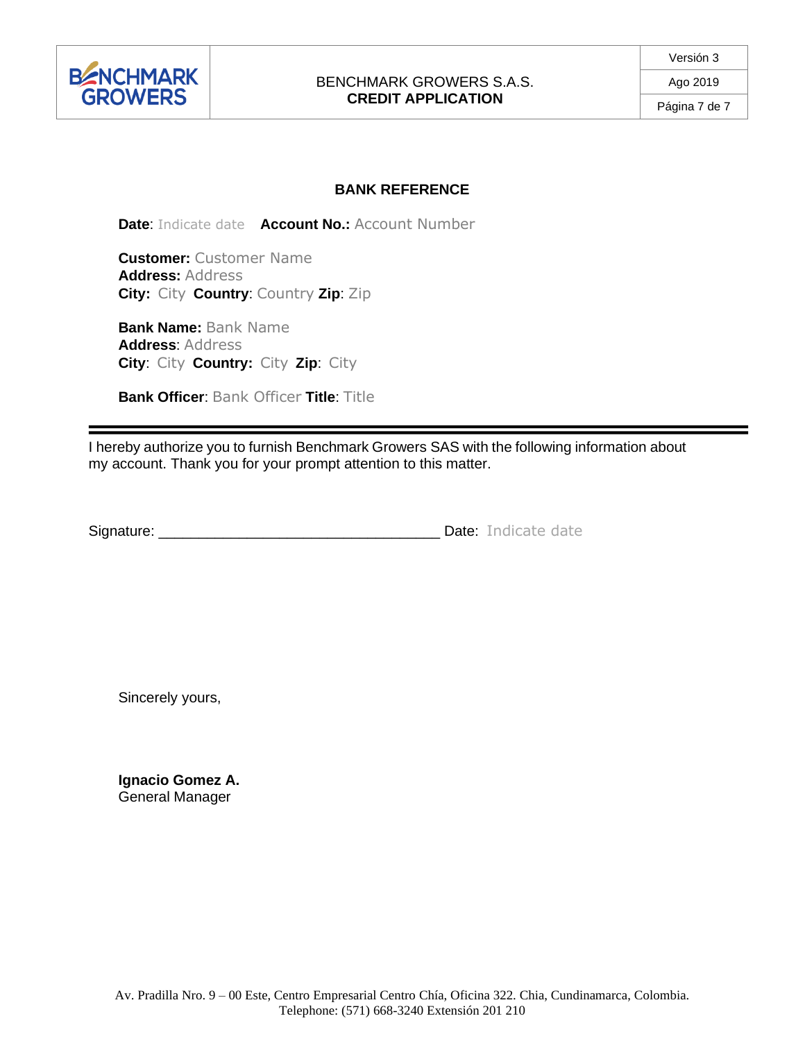## BANK REFERENCE

**Date**: Indicate date **Account No.:** Account Number

**Customer:** Customer Name
**Address:** Address
**City:** City **Country**: Country **Zip**: Zip

**Bank Name:** Bank Name
**Address**: Address
**City**: City **Country:** City **Zip**: City

**Bank Officer**: Bank Officer **Title**: Title

---

I hereby authorize you to furnish Benchmark Growers SAS with the following information about my account. Thank you for your prompt attention to this matter.

Signature: ________________________________ Date: Indicate date

Sincerely yours,

**Ignacio Gomez A.**
General Manager